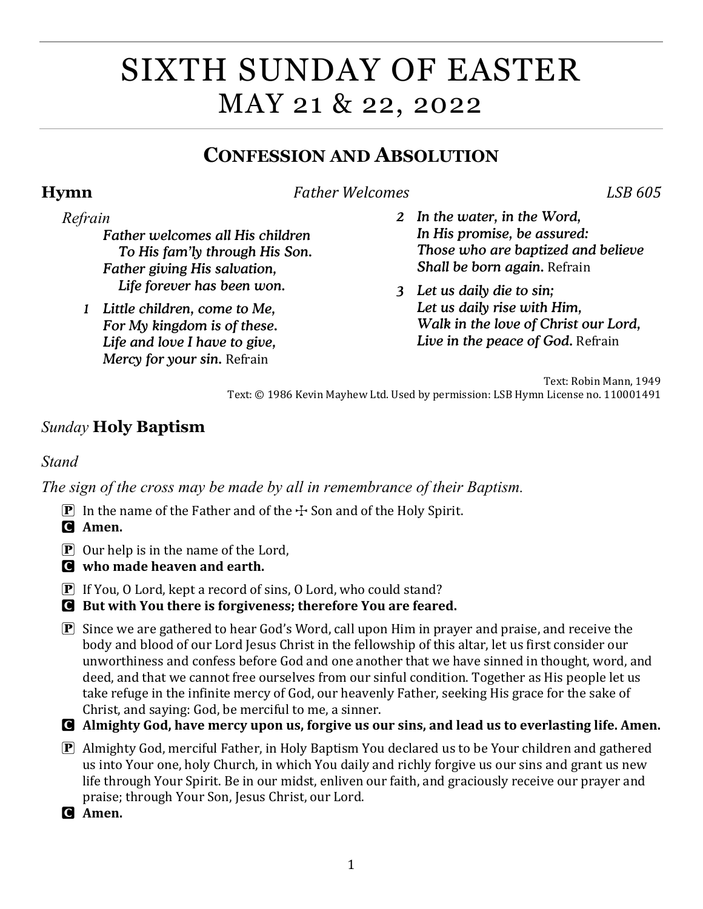# SIXTH SUNDAY OF EASTER
# MAY 21 & 22, 2022

## CONFESSION AND ABSOLUTION

**Hymn** *Father Welcomes* *LSB 605*

*Refrain*

***Father welcomes all His children***
***To His fam'ly through His Son.***
***Father giving His salvation,***
***Life forever has been won.***

*1* ***Little children, come to Me,***
***For My kingdom is of these.***
***Life and love I have to give,***
***Mercy for your sin.*** Refrain

*2* ***In the water, in the Word,***
***In His promise, be assured:***
***Those who are baptized and believe***
***Shall be born again.*** Refrain

*3* ***Let us daily die to sin;***
***Let us daily rise with Him,***
***Walk in the love of Christ our Lord,***
***Live in the peace of God.*** Refrain

Text: Robin Mann, 1949
Text: © 1986 Kevin Mayhew Ltd. Used by permission: LSB Hymn License no. 110001491

### *Sunday* Holy Baptism

*Stand*

*The sign of the cross may be made by all in remembrance of their Baptism.*

P In the name of the Father and of the ☩ Son and of the Holy Spirit.
**C Amen.**

P Our help is in the name of the Lord,
**C who made heaven and earth.**

P If You, O Lord, kept a record of sins, O Lord, who could stand?
**C But with You there is forgiveness; therefore You are feared.**

P Since we are gathered to hear God's Word, call upon Him in prayer and praise, and receive the body and blood of our Lord Jesus Christ in the fellowship of this altar, let us first consider our unworthiness and confess before God and one another that we have sinned in thought, word, and deed, and that we cannot free ourselves from our sinful condition. Together as His people let us take refuge in the infinite mercy of God, our heavenly Father, seeking His grace for the sake of Christ, and saying: God, be merciful to me, a sinner.
**C Almighty God, have mercy upon us, forgive us our sins, and lead us to everlasting life. Amen.**

P Almighty God, merciful Father, in Holy Baptism You declared us to be Your children and gathered us into Your one, holy Church, in which You daily and richly forgive us our sins and grant us new life through Your Spirit. Be in our midst, enliven our faith, and graciously receive our prayer and praise; through Your Son, Jesus Christ, our Lord.
**C Amen.**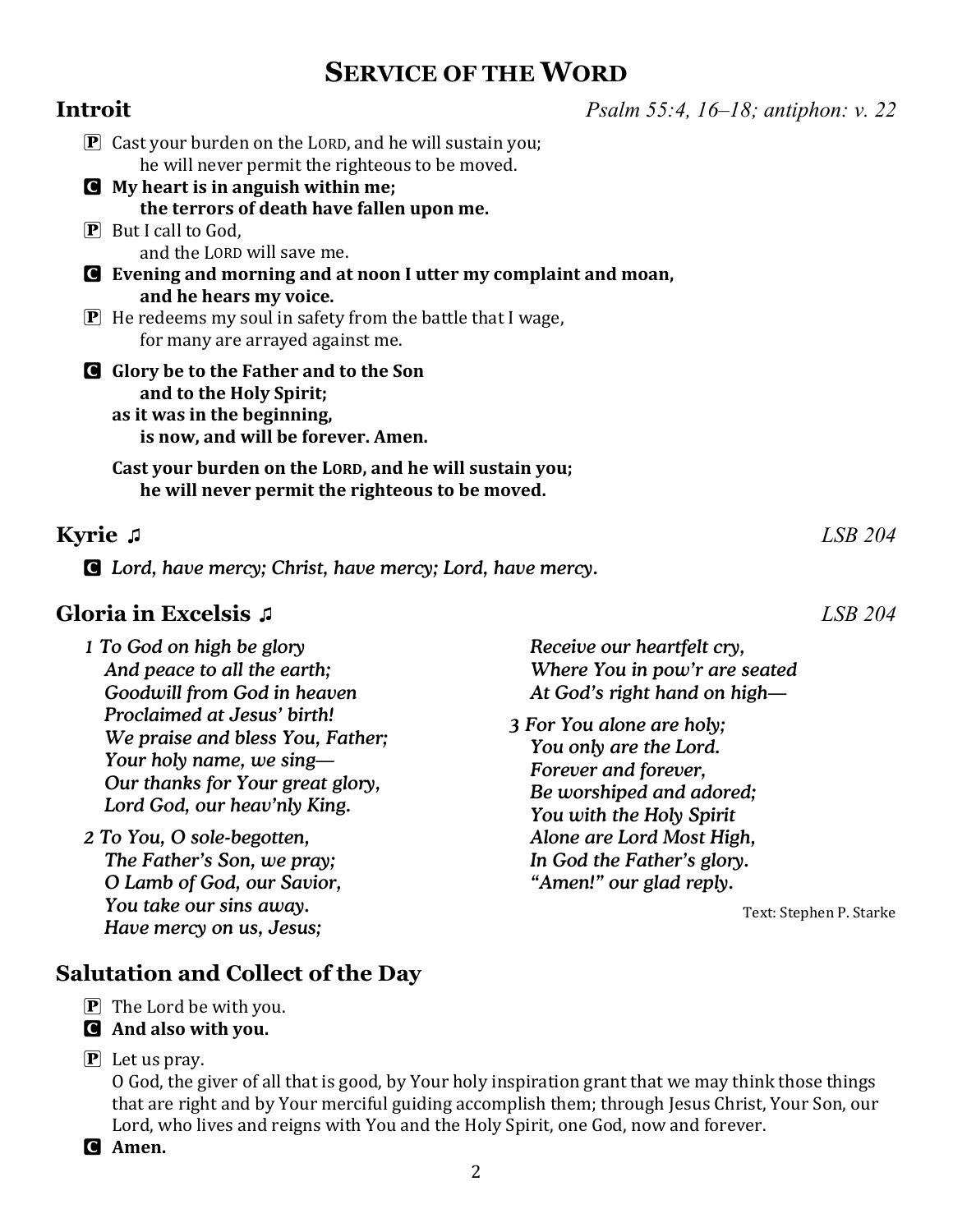# SERVICE OF THE WORD

## Introit

*Psalm 55:4, 16–18; antiphon: v. 22*

P Cast your burden on the LORD, and he will sustain you;
he will never permit the righteous to be moved.

C **My heart is in anguish within me;**
**the terrors of death have fallen upon me.**

P But I call to God,
and the LORD will save me.

C **Evening and morning and at noon I utter my complaint and moan,**
**and he hears my voice.**

P He redeems my soul in safety from the battle that I wage,
for many are arrayed against me.

C **Glory be to the Father and to the Son**
**and to the Holy Spirit;**
**as it was in the beginning,**
**is now, and will be forever. Amen.**

**Cast your burden on the LORD, and he will sustain you;**
**he will never permit the righteous to be moved.**

## Kyrie ♫

*LSB 204*

C *Lord, have mercy; Christ, have mercy; Lord, have mercy.*

## Gloria in Excelsis ♫

*LSB 204*

*1 To God on high be glory*
*And peace to all the earth;*
*Goodwill from God in heaven*
*Proclaimed at Jesus' birth!*
*We praise and bless You, Father;*
*Your holy name, we sing—*
*Our thanks for Your great glory,*
*Lord God, our heav'nly King.*

*2 To You, O sole-begotten,*
*The Father's Son, we pray;*
*O Lamb of God, our Savior,*
*You take our sins away.*
*Have mercy on us, Jesus;*
*Receive our heartfelt cry,*
*Where You in pow'r are seated*
*At God's right hand on high—*

*3 For You alone are holy;*
*You only are the Lord.*
*Forever and forever,*
*Be worshiped and adored;*
*You with the Holy Spirit*
*Alone are Lord Most High,*
*In God the Father's glory.*
*"Amen!" our glad reply.*

Text: Stephen P. Starke

## Salutation and Collect of the Day

P The Lord be with you.

C **And also with you.**

P Let us pray.
O God, the giver of all that is good, by Your holy inspiration grant that we may think those things that are right and by Your merciful guiding accomplish them; through Jesus Christ, Your Son, our Lord, who lives and reigns with You and the Holy Spirit, one God, now and forever.

C **Amen.**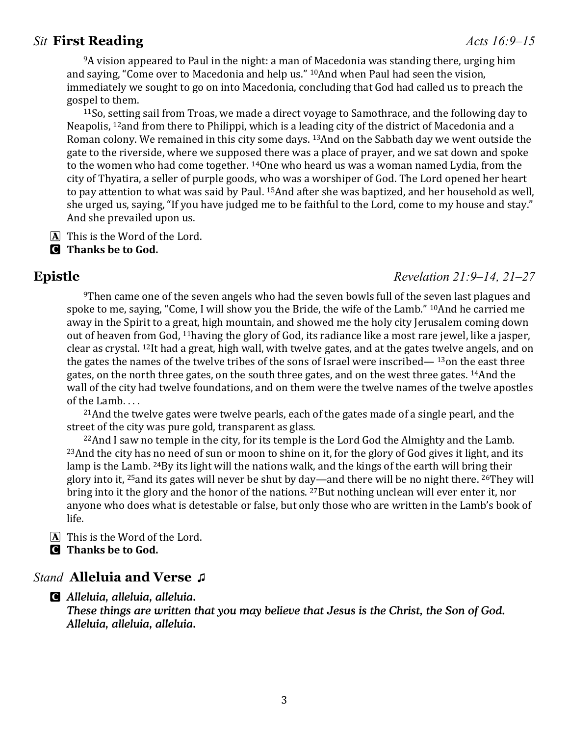## *Sit* **First Reading** *Acts 16:9–15*

[9]A vision appeared to Paul in the night: a man of Macedonia was standing there, urging him and saying, "Come over to Macedonia and help us." [10]And when Paul had seen the vision, immediately we sought to go on into Macedonia, concluding that God had called us to preach the gospel to them.

[11]So, setting sail from Troas, we made a direct voyage to Samothrace, and the following day to Neapolis, [12]and from there to Philippi, which is a leading city of the district of Macedonia and a Roman colony. We remained in this city some days. [13]And on the Sabbath day we went outside the gate to the riverside, where we supposed there was a place of prayer, and we sat down and spoke to the women who had come together. [14]One who heard us was a woman named Lydia, from the city of Thyatira, a seller of purple goods, who was a worshiper of God. The Lord opened her heart to pay attention to what was said by Paul. [15]And after she was baptized, and her household as well, she urged us, saying, "If you have judged me to be faithful to the Lord, come to my house and stay." And she prevailed upon us.

A This is the Word of the Lord.
C **Thanks be to God.**

## **Epistle** *Revelation 21:9–14, 21–27*

[9]Then came one of the seven angels who had the seven bowls full of the seven last plagues and spoke to me, saying, "Come, I will show you the Bride, the wife of the Lamb." [10]And he carried me away in the Spirit to a great, high mountain, and showed me the holy city Jerusalem coming down out of heaven from God, [11]having the glory of God, its radiance like a most rare jewel, like a jasper, clear as crystal. [12]It had a great, high wall, with twelve gates, and at the gates twelve angels, and on the gates the names of the twelve tribes of the sons of Israel were inscribed— [13]on the east three gates, on the north three gates, on the south three gates, and on the west three gates. [14]And the wall of the city had twelve foundations, and on them were the twelve names of the twelve apostles of the Lamb. . . .

[21]And the twelve gates were twelve pearls, each of the gates made of a single pearl, and the street of the city was pure gold, transparent as glass.

[22]And I saw no temple in the city, for its temple is the Lord God the Almighty and the Lamb. [23]And the city has no need of sun or moon to shine on it, for the glory of God gives it light, and its lamp is the Lamb. [24]By its light will the nations walk, and the kings of the earth will bring their glory into it, [25]and its gates will never be shut by day—and there will be no night there. [26]They will bring into it the glory and the honor of the nations. [27]But nothing unclean will ever enter it, nor anyone who does what is detestable or false, but only those who are written in the Lamb's book of life.

A This is the Word of the Lord.
C **Thanks be to God.**

## *Stand* **Alleluia and Verse** ♫

C ***Alleluia, alleluia, alleluia.***
***These things are written that you may believe that Jesus is the Christ, the Son of God.***
***Alleluia, alleluia, alleluia.***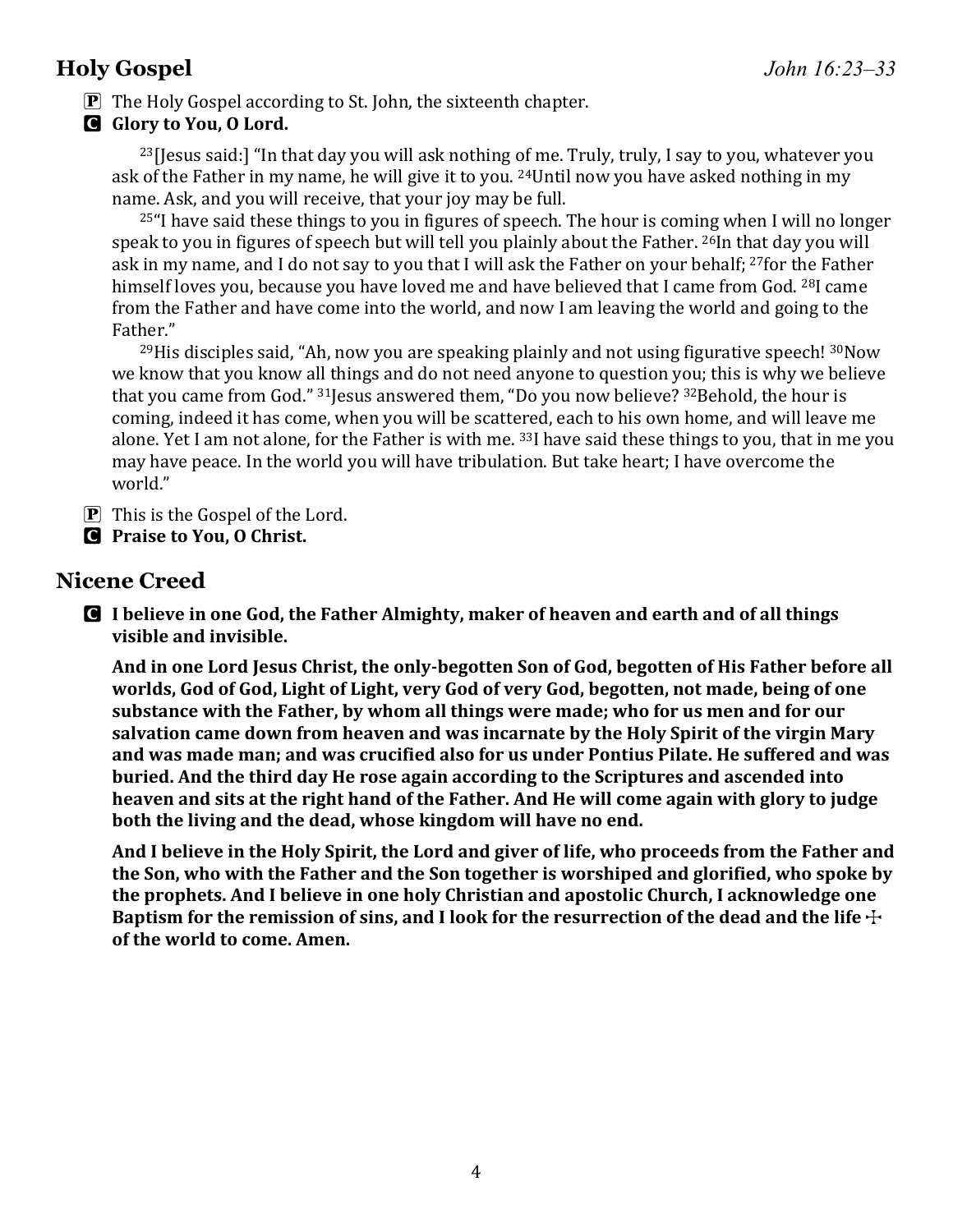## Holy Gospel *John 16:23–33*

P The Holy Gospel according to St. John, the sixteenth chapter.

C **Glory to You, O Lord.**

[23][Jesus said:] "In that day you will ask nothing of me. Truly, truly, I say to you, whatever you ask of the Father in my name, he will give it to you. [24]Until now you have asked nothing in my name. Ask, and you will receive, that your joy may be full.

[25]"I have said these things to you in figures of speech. The hour is coming when I will no longer speak to you in figures of speech but will tell you plainly about the Father. [26]In that day you will ask in my name, and I do not say to you that I will ask the Father on your behalf; [27]for the Father himself loves you, because you have loved me and have believed that I came from God. [28]I came from the Father and have come into the world, and now I am leaving the world and going to the Father."

[29]His disciples said, "Ah, now you are speaking plainly and not using figurative speech! [30]Now we know that you know all things and do not need anyone to question you; this is why we believe that you came from God." [31]Jesus answered them, "Do you now believe? [32]Behold, the hour is coming, indeed it has come, when you will be scattered, each to his own home, and will leave me alone. Yet I am not alone, for the Father is with me. [33]I have said these things to you, that in me you may have peace. In the world you will have tribulation. But take heart; I have overcome the world."

P This is the Gospel of the Lord.

C **Praise to You, O Christ.**

## Nicene Creed

C **I believe in one God, the Father Almighty, maker of heaven and earth and of all things visible and invisible.**

**And in one Lord Jesus Christ, the only-begotten Son of God, begotten of His Father before all worlds, God of God, Light of Light, very God of very God, begotten, not made, being of one substance with the Father, by whom all things were made; who for us men and for our salvation came down from heaven and was incarnate by the Holy Spirit of the virgin Mary and was made man; and was crucified also for us under Pontius Pilate. He suffered and was buried. And the third day He rose again according to the Scriptures and ascended into heaven and sits at the right hand of the Father. And He will come again with glory to judge both the living and the dead, whose kingdom will have no end.**

**And I believe in the Holy Spirit, the Lord and giver of life, who proceeds from the Father and the Son, who with the Father and the Son together is worshiped and glorified, who spoke by the prophets. And I believe in one holy Christian and apostolic Church, I acknowledge one Baptism for the remission of sins, and I look for the resurrection of the dead and the life ☩ of the world to come. Amen.**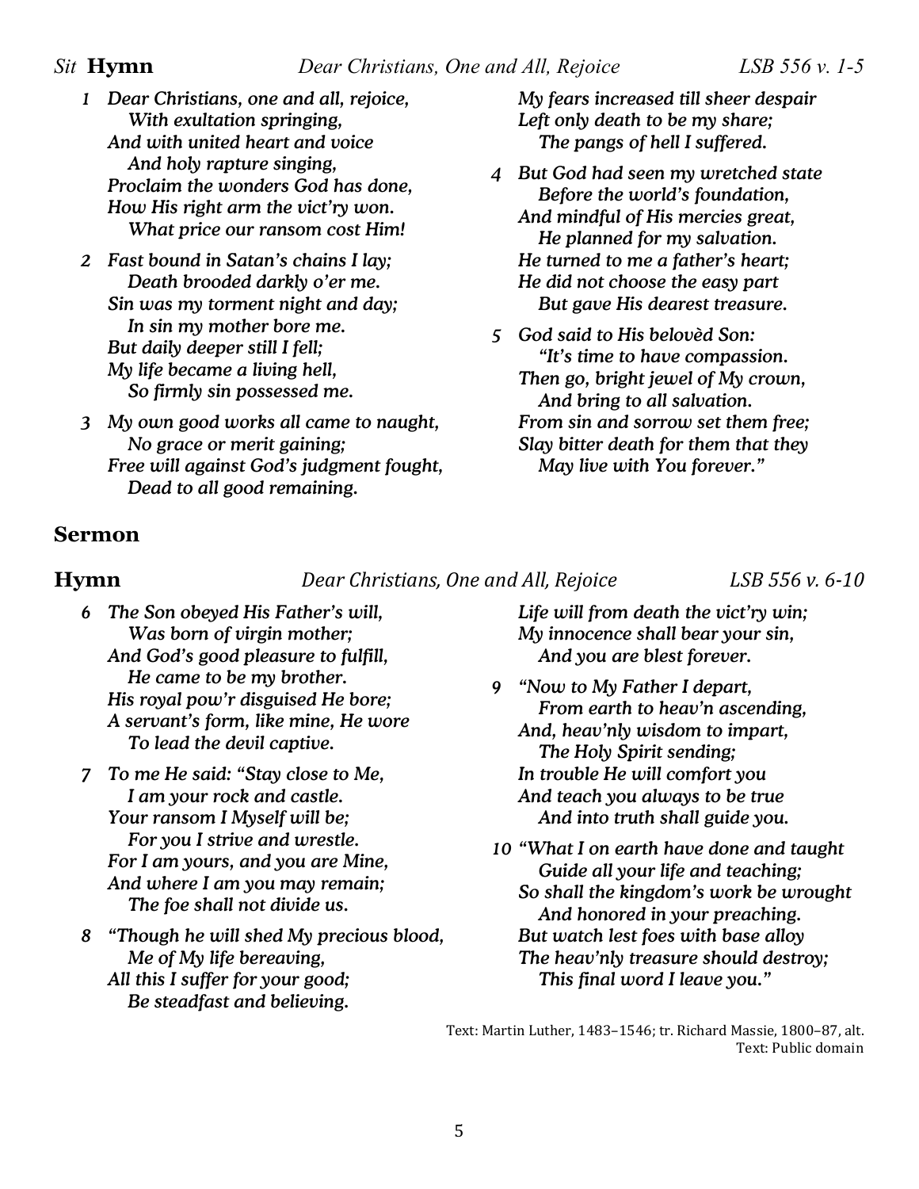*Sit* **Hymn** *Dear Christians, One and All, Rejoice* *LSB 556 v. 1-5*

*1 Dear Christians, one and all, rejoice,*
*With exultation springing,*
*And with united heart and voice*
*And holy rapture singing,*
*Proclaim the wonders God has done,*
*How His right arm the vict'ry won.*
*What price our ransom cost Him!*

*2 Fast bound in Satan's chains I lay;*
*Death brooded darkly o'er me.*
*Sin was my torment night and day;*
*In sin my mother bore me.*
*But daily deeper still I fell;*
*My life became a living hell,*
*So firmly sin possessed me.*

*3 My own good works all came to naught,*
*No grace or merit gaining;*
*Free will against God's judgment fought,*
*Dead to all good remaining.*
*My fears increased till sheer despair*
*Left only death to be my share;*
*The pangs of hell I suffered.*

*4 But God had seen my wretched state*
*Before the world's foundation,*
*And mindful of His mercies great,*
*He planned for my salvation.*
*He turned to me a father's heart;*
*He did not choose the easy part*
*But gave His dearest treasure.*

*5 God said to His belovèd Son:*
*"It's time to have compassion.*
*Then go, bright jewel of My crown,*
*And bring to all salvation.*
*From sin and sorrow set them free;*
*Slay bitter death for them that they*
*May live with You forever."*

## Sermon

**Hymn** *Dear Christians, One and All, Rejoice* *LSB 556 v. 6-10*

*6 The Son obeyed His Father's will,*
*Was born of virgin mother;*
*And God's good pleasure to fulfill,*
*He came to be my brother.*
*His royal pow'r disguised He bore;*
*A servant's form, like mine, He wore*
*To lead the devil captive.*

*7 To me He said: "Stay close to Me,*
*I am your rock and castle.*
*Your ransom I Myself will be;*
*For you I strive and wrestle.*
*For I am yours, and you are Mine,*
*And where I am you may remain;*
*The foe shall not divide us.*

*8 "Though he will shed My precious blood,*
*Me of My life bereaving,*
*All this I suffer for your good;*
*Be steadfast and believing.*
*Life will from death the vict'ry win;*
*My innocence shall bear your sin,*
*And you are blest forever.*

*9 "Now to My Father I depart,*
*From earth to heav'n ascending,*
*And, heav'nly wisdom to impart,*
*The Holy Spirit sending;*
*In trouble He will comfort you*
*And teach you always to be true*
*And into truth shall guide you.*

*10 "What I on earth have done and taught*
*Guide all your life and teaching;*
*So shall the kingdom's work be wrought*
*And honored in your preaching.*
*But watch lest foes with base alloy*
*The heav'nly treasure should destroy;*
*This final word I leave you."*

Text: Martin Luther, 1483–1546; tr. Richard Massie, 1800–87, alt.
Text: Public domain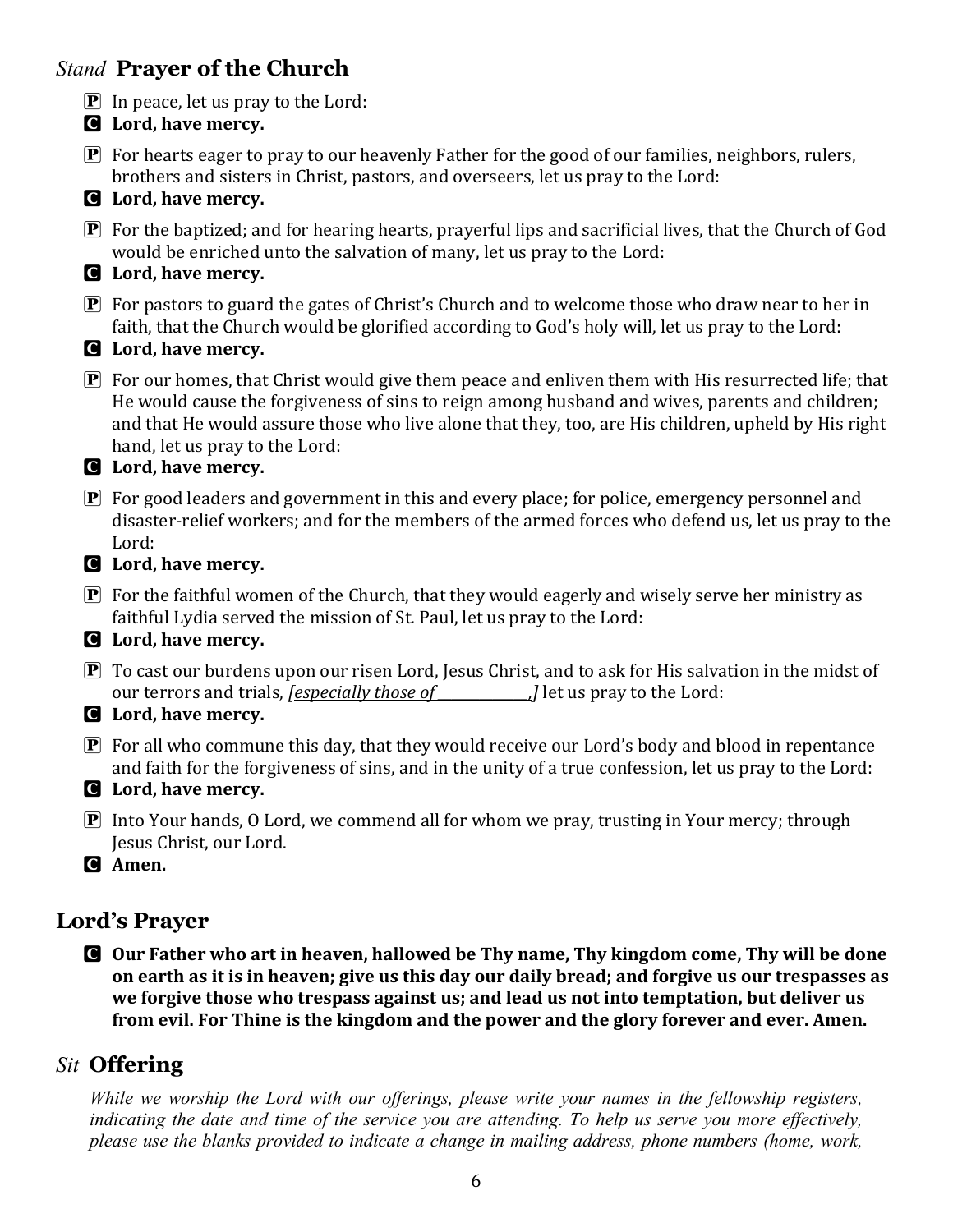## *Stand* **Prayer of the Church**

P In peace, let us pray to the Lord:

C **Lord, have mercy.**

P For hearts eager to pray to our heavenly Father for the good of our families, neighbors, rulers, brothers and sisters in Christ, pastors, and overseers, let us pray to the Lord:

C **Lord, have mercy.**

P For the baptized; and for hearing hearts, prayerful lips and sacrificial lives, that the Church of God would be enriched unto the salvation of many, let us pray to the Lord:

C **Lord, have mercy.**

P For pastors to guard the gates of Christ's Church and to welcome those who draw near to her in faith, that the Church would be glorified according to God's holy will, let us pray to the Lord:

C **Lord, have mercy.**

P For our homes, that Christ would give them peace and enliven them with His resurrected life; that He would cause the forgiveness of sins to reign among husband and wives, parents and children; and that He would assure those who live alone that they, too, are His children, upheld by His right hand, let us pray to the Lord:

C **Lord, have mercy.**

P For good leaders and government in this and every place; for police, emergency personnel and disaster-relief workers; and for the members of the armed forces who defend us, let us pray to the Lord:

C **Lord, have mercy.**

P For the faithful women of the Church, that they would eagerly and wisely serve her ministry as faithful Lydia served the mission of St. Paul, let us pray to the Lord:

C **Lord, have mercy.**

P To cast our burdens upon our risen Lord, Jesus Christ, and to ask for His salvation in the midst of our terrors and trials, *[especially those of \_\_\_\_\_\_\_\_\_\_\_\_\_\_,]* let us pray to the Lord:

C **Lord, have mercy.**

P For all who commune this day, that they would receive our Lord's body and blood in repentance and faith for the forgiveness of sins, and in the unity of a true confession, let us pray to the Lord:

C **Lord, have mercy.**

P Into Your hands, O Lord, we commend all for whom we pray, trusting in Your mercy; through Jesus Christ, our Lord.

C **Amen.**

## **Lord's Prayer**

C **Our Father who art in heaven, hallowed be Thy name, Thy kingdom come, Thy will be done on earth as it is in heaven; give us this day our daily bread; and forgive us our trespasses as we forgive those who trespass against us; and lead us not into temptation, but deliver us from evil. For Thine is the kingdom and the power and the glory forever and ever. Amen.**

## *Sit* **Offering**

*While we worship the Lord with our offerings, please write your names in the fellowship registers, indicating the date and time of the service you are attending. To help us serve you more effectively, please use the blanks provided to indicate a change in mailing address, phone numbers (home, work,*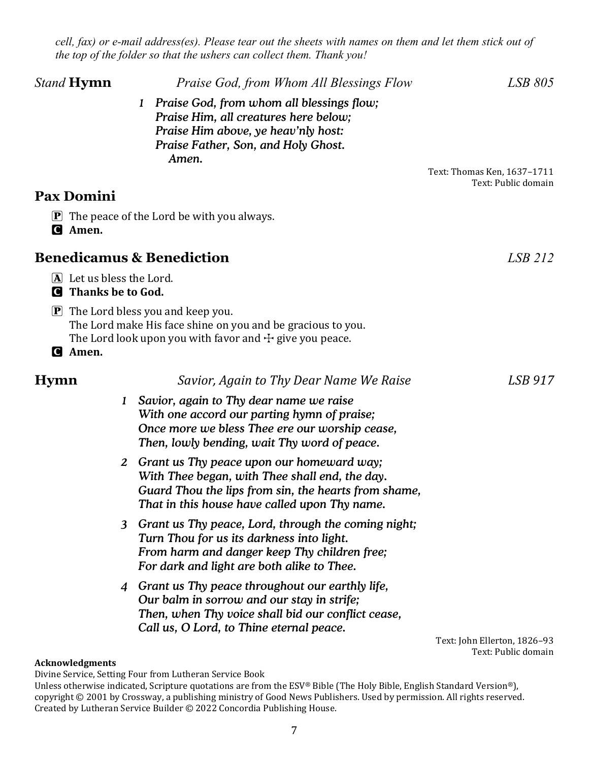*cell, fax) or e-mail address(es). Please tear out the sheets with names on them and let them stick out of the top of the folder so that the ushers can collect them. Thank you!*

*Stand* **Hymn** *Praise God, from Whom All Blessings Flow* *LSB 805*

*1 Praise God, from whom all blessings flow;*
*Praise Him, all creatures here below;*
*Praise Him above, ye heav'nly host:*
*Praise Father, Son, and Holy Ghost.*
*Amen.*

Text: Thomas Ken, 1637–1711
Text: Public domain

## Pax Domini

P The peace of the Lord be with you always.
C **Amen.**

## Benedicamus & Benediction *LSB 212*

A Let us bless the Lord.
C **Thanks be to God.**

P The Lord bless you and keep you.
The Lord make His face shine on you and be gracious to you.
The Lord look upon you with favor and ☩ give you peace.
C **Amen.**

## Hymn *Savior, Again to Thy Dear Name We Raise* *LSB 917*

*1 Savior, again to Thy dear name we raise*
*With one accord our parting hymn of praise;*
*Once more we bless Thee ere our worship cease,*
*Then, lowly bending, wait Thy word of peace.*

*2 Grant us Thy peace upon our homeward way;*
*With Thee began, with Thee shall end, the day.*
*Guard Thou the lips from sin, the hearts from shame,*
*That in this house have called upon Thy name.*

*3 Grant us Thy peace, Lord, through the coming night;*
*Turn Thou for us its darkness into light.*
*From harm and danger keep Thy children free;*
*For dark and light are both alike to Thee.*

*4 Grant us Thy peace throughout our earthly life,*
*Our balm in sorrow and our stay in strife;*
*Then, when Thy voice shall bid our conflict cease,*
*Call us, O Lord, to Thine eternal peace.*

Text: John Ellerton, 1826–93
Text: Public domain

**Acknowledgments**
Divine Service, Setting Four from Lutheran Service Book
Unless otherwise indicated, Scripture quotations are from the ESV® Bible (The Holy Bible, English Standard Version®), copyright © 2001 by Crossway, a publishing ministry of Good News Publishers. Used by permission. All rights reserved.
Created by Lutheran Service Builder © 2022 Concordia Publishing House.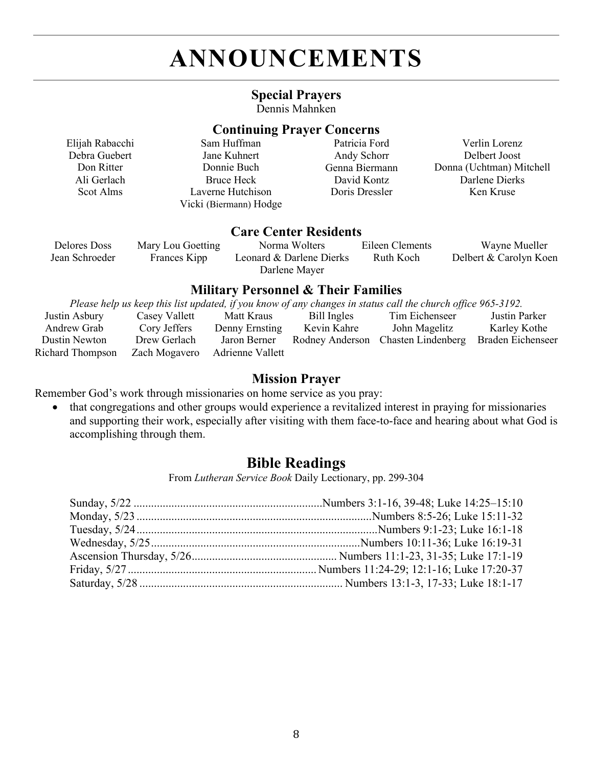# ANNOUNCEMENTS

## Special Prayers

Dennis Mahnken

## Continuing Prayer Concerns

Elijah Rabacchi
Debra Guebert
Don Ritter
Ali Gerlach
Scot Alms
Sam Huffman
Jane Kuhnert
Donnie Buch
Bruce Heck
Laverne Hutchison
Vicki (Biermann) Hodge
Patricia Ford
Andy Schorr
Genna Biermann
David Kontz
Doris Dressler
Verlin Lorenz
Delbert Joost
Donna (Uchtman) Mitchell
Darlene Dierks
Ken Kruse

## Care Center Residents

Delores Doss
Jean Schroeder
Mary Lou Goetting
Frances Kipp
Norma Wolters
Leonard & Darlene Dierks
Darlene Mayer
Eileen Clements
Ruth Koch
Wayne Mueller
Delbert & Carolyn Koen

## Military Personnel & Their Families

*Please help us keep this list updated, if you know of any changes in status call the church office 965-3192.*

Justin Asbury
Andrew Grab
Dustin Newton
Richard Thompson
Casey Vallett
Cory Jeffers
Drew Gerlach
Zach Mogavero
Matt Kraus
Denny Ernsting
Jaron Berner
Adrienne Vallett
Bill Ingles
Kevin Kahre
Rodney Anderson
Tim Eichenseer
John Magelitz
Chasten Lindenberg
Justin Parker
Karley Kothe
Braden Eichenseer

## Mission Prayer

Remember God's work through missionaries on home service as you pray:

- that congregations and other groups would experience a revitalized interest in praying for missionaries and supporting their work, especially after visiting with them face-to-face and hearing about what God is accomplishing through them.

## Bible Readings

From *Lutheran Service Book* Daily Lectionary, pp. 299-304

Sunday, 5/22 .......... Numbers 3:1-16, 39-48; Luke 14:25–15:10
Monday, 5/23 .......... Numbers 8:5-26; Luke 15:11-32
Tuesday, 5/24 .......... Numbers 9:1-23; Luke 16:1-18
Wednesday, 5/25 .......... Numbers 10:11-36; Luke 16:19-31
Ascension Thursday, 5/26 .......... Numbers 11:1-23, 31-35; Luke 17:1-19
Friday, 5/27 .......... Numbers 11:24-29; 12:1-16; Luke 17:20-37
Saturday, 5/28 .......... Numbers 13:1-3, 17-33; Luke 18:1-17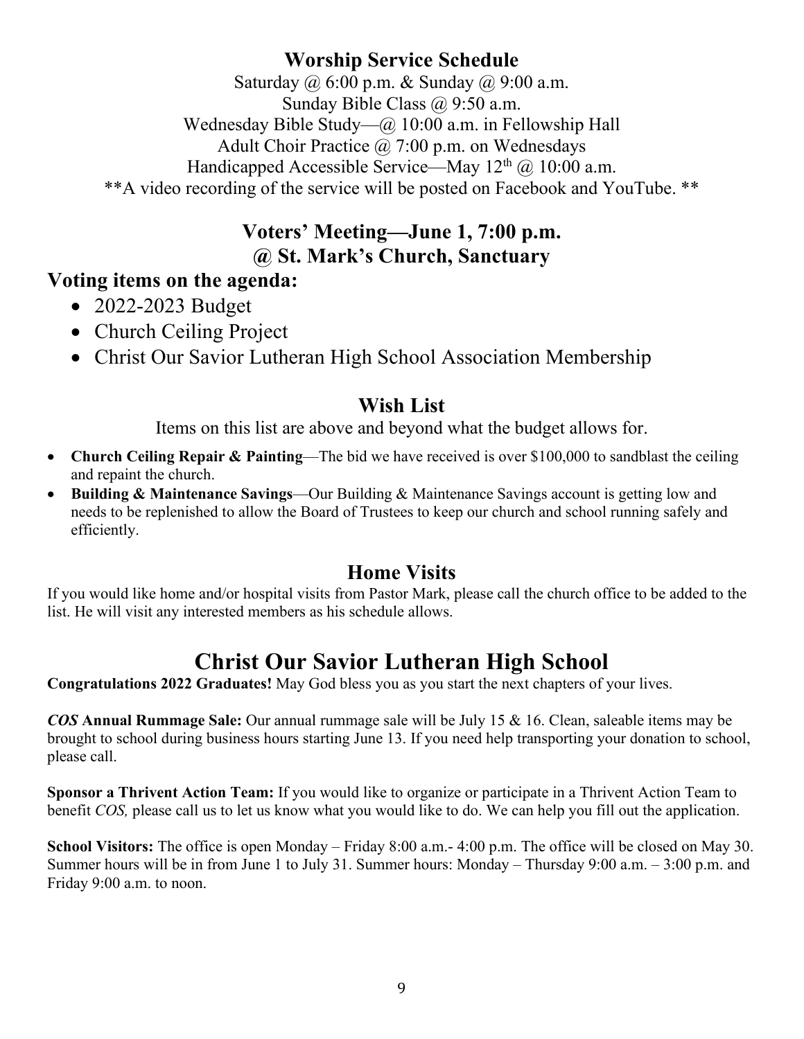## Worship Service Schedule

Saturday @ 6:00 p.m. & Sunday @ 9:00 a.m.
Sunday Bible Class @ 9:50 a.m.
Wednesday Bible Study—@ 10:00 a.m. in Fellowship Hall
Adult Choir Practice @ 7:00 p.m. on Wednesdays
Handicapped Accessible Service—May 12th @ 10:00 a.m.
**A video recording of the service will be posted on Facebook and YouTube. **

## Voters' Meeting—June 1, 7:00 p.m. @ St. Mark's Church, Sanctuary

### Voting items on the agenda:

- 2022-2023 Budget
- Church Ceiling Project
- Christ Our Savior Lutheran High School Association Membership

## Wish List

Items on this list are above and beyond what the budget allows for.

- **Church Ceiling Repair & Painting**—The bid we have received is over $100,000 to sandblast the ceiling and repaint the church.
- **Building & Maintenance Savings**—Our Building & Maintenance Savings account is getting low and needs to be replenished to allow the Board of Trustees to keep our church and school running safely and efficiently.

## Home Visits

If you would like home and/or hospital visits from Pastor Mark, please call the church office to be added to the list. He will visit any interested members as his schedule allows.

# Christ Our Savior Lutheran High School

**Congratulations 2022 Graduates!** May God bless you as you start the next chapters of your lives.

***COS* Annual Rummage Sale:** Our annual rummage sale will be July 15 & 16. Clean, saleable items may be brought to school during business hours starting June 13. If you need help transporting your donation to school, please call.

**Sponsor a Thrivent Action Team:** If you would like to organize or participate in a Thrivent Action Team to benefit *COS,* please call us to let us know what you would like to do. We can help you fill out the application.

**School Visitors:** The office is open Monday – Friday 8:00 a.m.- 4:00 p.m. The office will be closed on May 30. Summer hours will be in from June 1 to July 31. Summer hours: Monday – Thursday 9:00 a.m. – 3:00 p.m. and Friday 9:00 a.m. to noon.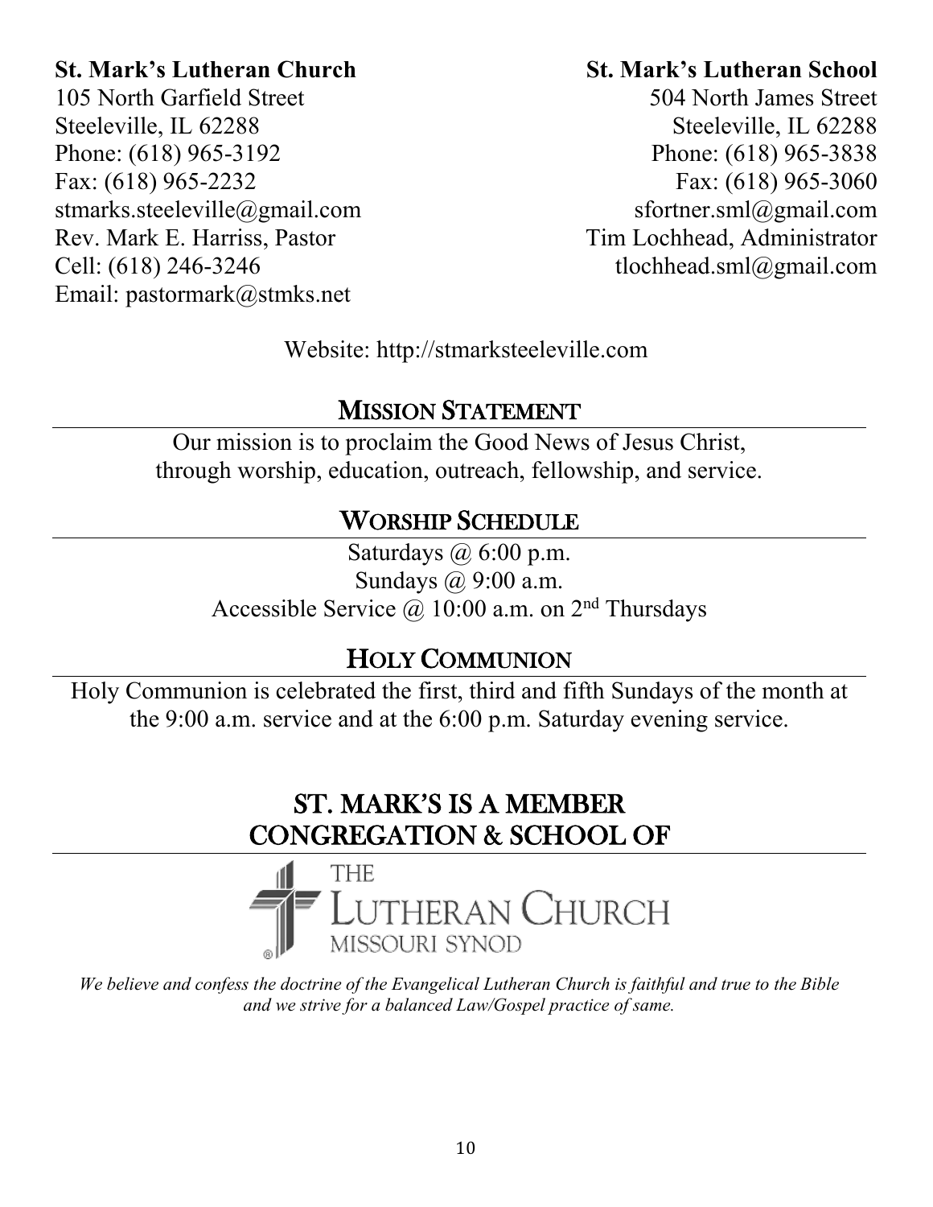**St. Mark's Lutheran Church**
105 North Garfield Street
Steeleville, IL 62288
Phone: (618) 965-3192
Fax: (618) 965-2232
stmarks.steeleville@gmail.com
Rev. Mark E. Harriss, Pastor
Cell: (618) 246-3246
Email: pastormark@stmks.net

**St. Mark's Lutheran School**
504 North James Street
Steeleville, IL 62288
Phone: (618) 965-3838
Fax: (618) 965-3060
sfortner.sml@gmail.com
Tim Lochhead, Administrator
tlochhead.sml@gmail.com

Website: http://stmarksteeleville.com

## MISSION STATEMENT

Our mission is to proclaim the Good News of Jesus Christ, through worship, education, outreach, fellowship, and service.

## WORSHIP SCHEDULE

Saturdays @ 6:00 p.m.
Sundays @ 9:00 a.m.
Accessible Service @ 10:00 a.m. on 2nd Thursdays

## HOLY COMMUNION

Holy Communion is celebrated the first, third and fifth Sundays of the month at the 9:00 a.m. service and at the 6:00 p.m. Saturday evening service.

## ST. MARK'S IS A MEMBER CONGREGATION & SCHOOL OF

THE LUTHERAN CHURCH MISSOURI SYNOD

*We believe and confess the doctrine of the Evangelical Lutheran Church is faithful and true to the Bible and we strive for a balanced Law/Gospel practice of same.*